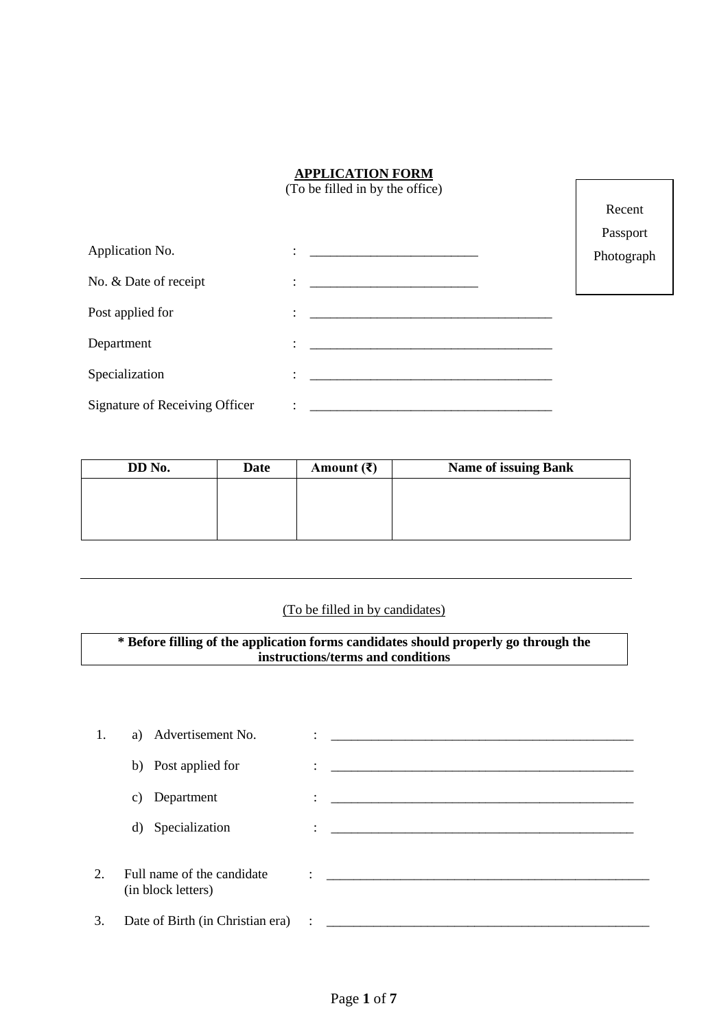# APPLICATION FORM

(To be filled in by the office)

Recent Passport Photograph

Application No. : ________________________

No. & Date of receipt : ________________________

Post applied for : ____________________________________

Department : ____________________________________

Specialization : ____________________________________

Signature of Receiving Officer : ____________________________________

| DD No. | Date | Amount (₹) | Name of issuing Bank |
|---|---|---|---|
| | | | |

---

(To be filled in by candidates)

**\* Before filling of the application forms candidates should properly go through the instructions/terms and conditions**

1. a) Advertisement No. : ______________________________________________

   b) Post applied for : ______________________________________________

   c) Department : ______________________________________________

   d) Specialization : ______________________________________________

2. Full name of the candidate (in block letters) : ______________________________________________

3. Date of Birth (in Christian era) : ______________________________________________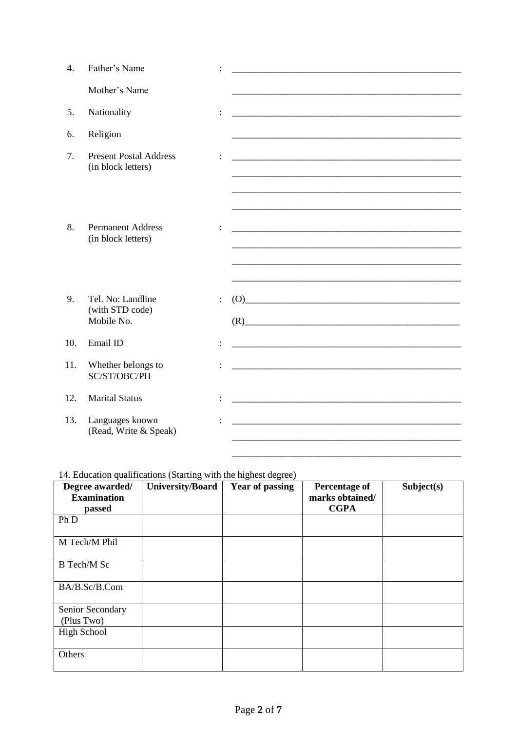4. Father's Name : ________________________________________________

   Mother's Name ________________________________________________

5. Nationality : ________________________________________________

6. Religion ________________________________________________

7. Present Postal Address (in block letters) : ________________________________________________

   ________________________________________________

   ________________________________________________

   ________________________________________________

8. Permanent Address (in block letters) : ________________________________________________

   ________________________________________________

   ________________________________________________

   ________________________________________________

9. Tel. No: Landline (with STD code) : (O)______________________________________________

   Mobile No. (R)______________________________________________

10. Email ID : ________________________________________________

11. Whether belongs to SC/ST/OBC/PH : ________________________________________________

12. Marital Status : ________________________________________________

13. Languages known (Read, Write & Speak) : ________________________________________________

    ________________________________________________

    ________________________________________________

14. Education qualifications (Starting with the highest degree)

| Degree awarded/ Examination passed | University/Board | Year of passing | Percentage of marks obtained/ CGPA | Subject(s) |
|---|---|---|---|---|
| Ph D | | | | |
| M Tech/M Phil | | | | |
| B Tech/M Sc | | | | |
| BA/B.Sc/B.Com | | | | |
| Senior Secondary (Plus Two) | | | | |
| High School | | | | |
| Others | | | | |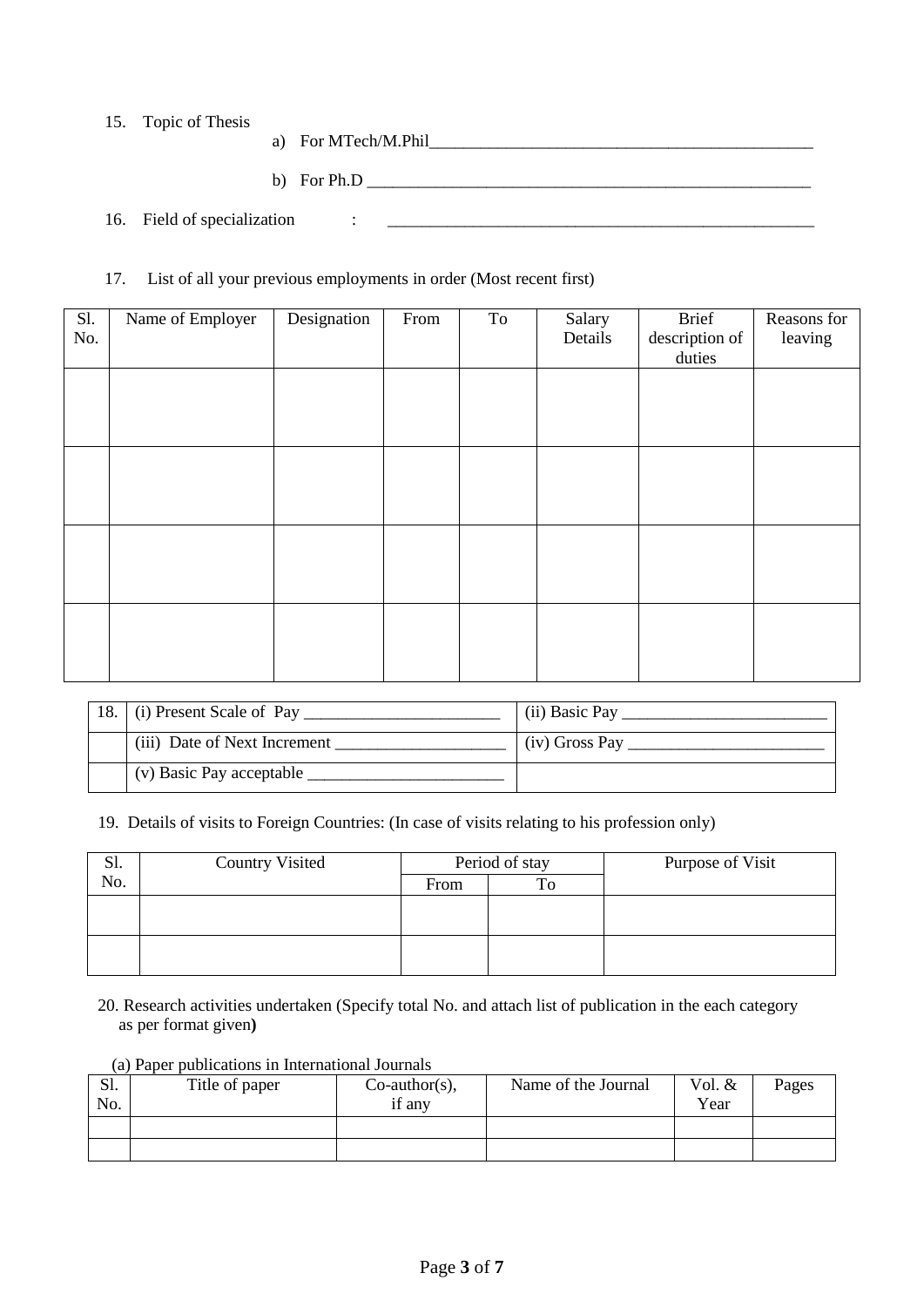15. Topic of Thesis

    a) For MTech/M.Phil_______________________________________________

    b) For Ph.D ______________________________________________________

16. Field of specialization : ____________________________________________________

17. List of all your previous employments in order (Most recent first)

| Sl. No. | Name of Employer | Designation | From | To | Salary Details | Brief description of duties | Reasons for leaving |
|---|---|---|---|---|---|---|---|
| | | | | | | | |
| | | | | | | | |
| | | | | | | | |
| | | | | | | | |

| 18. | (i) Present Scale of Pay _______________________ | (ii) Basic Pay ________________________ |
|---|---|---|
| | (iii) Date of Next Increment ____________________ | (iv) Gross Pay _______________________ |
| | (v) Basic Pay acceptable _______________________ | |

19. Details of visits to Foreign Countries: (In case of visits relating to his profession only)

| Sl. No. | Country Visited | Period of stay | | Purpose of Visit |
|---|---|---|---|---|
| | | From | To | |
| | | | | |
| | | | | |

20. Research activities undertaken (Specify total No. and attach list of publication in the each category as per format given**)**

(a) Paper publications in International Journals

| Sl. No. | Title of paper | Co-author(s), if any | Name of the Journal | Vol. & Year | Pages |
|---|---|---|---|---|---|
| | | | | | |
| | | | | | |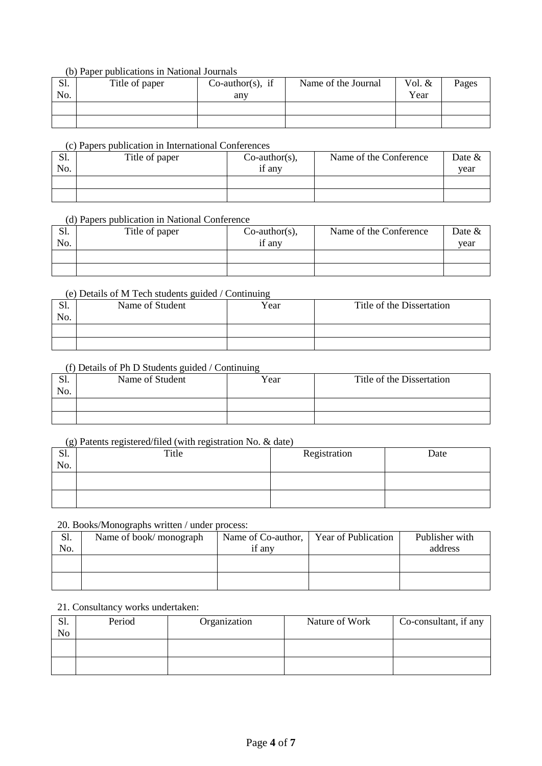(b) Paper publications in National Journals

| Sl. No. | Title of paper | Co-author(s), if any | Name of the Journal | Vol. & Year | Pages |
|---|---|---|---|---|---|
| | | | | | |
| | | | | | |

(c) Papers publication in International Conferences

| Sl. No. | Title of paper | Co-author(s), if any | Name of the Conference | Date & year |
|---|---|---|---|---|
| | | | | |
| | | | | |

(d) Papers publication in National Conference

| Sl. No. | Title of paper | Co-author(s), if any | Name of the Conference | Date & year |
|---|---|---|---|---|
| | | | | |
| | | | | |

(e) Details of M Tech students guided / Continuing

| Sl. No. | Name of Student | Year | Title of the Dissertation |
|---|---|---|---|
| | | | |
| | | | |

(f) Details of Ph D Students guided / Continuing

| Sl. No. | Name of Student | Year | Title of the Dissertation |
|---|---|---|---|
| | | | |
| | | | |

(g) Patents registered/filed (with registration No. & date)

| Sl. No. | Title | Registration | Date |
|---|---|---|---|
| | | | |
| | | | |

20. Books/Monographs written / under process:

| Sl. No. | Name of book/ monograph | Name of Co-author, if any | Year of Publication | Publisher with address |
|---|---|---|---|---|
| | | | | |
| | | | | |

21. Consultancy works undertaken:

| Sl. No | Period | Organization | Nature of Work | Co-consultant, if any |
|---|---|---|---|---|
| | | | | |
| | | | | |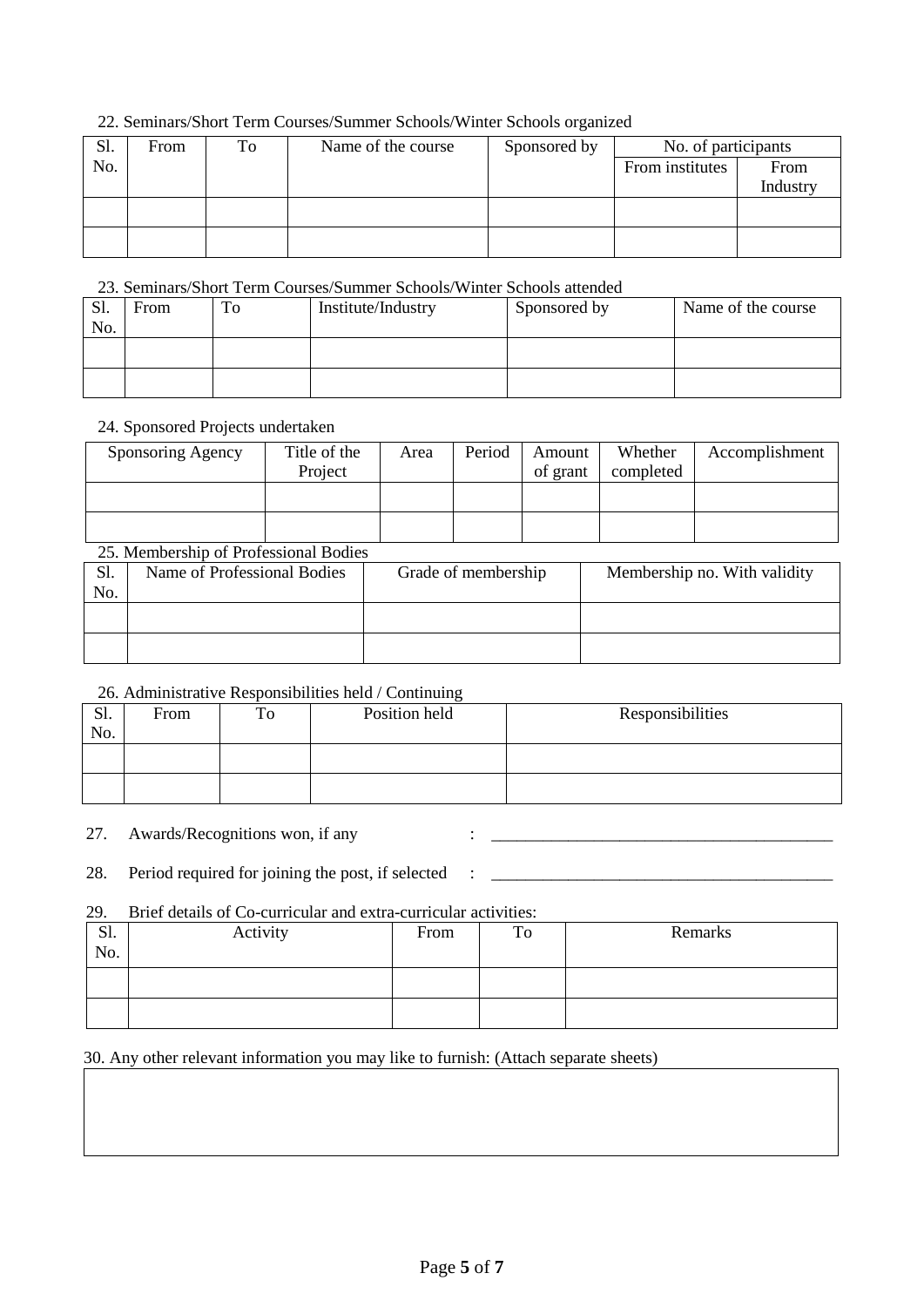22. Seminars/Short Term Courses/Summer Schools/Winter Schools organized

| Sl. No. | From | To | Name of the course | Sponsored by | No. of participants | |
|---|---|---|---|---|---|---|
| | | | | | From institutes | From Industry |
| | | | | | | |
| | | | | | | |

23. Seminars/Short Term Courses/Summer Schools/Winter Schools attended

| Sl. No. | From | To | Institute/Industry | Sponsored by | Name of the course |
|---|---|---|---|---|---|
| | | | | | |
| | | | | | |

24. Sponsored Projects undertaken

| Sponsoring Agency | Title of the Project | Area | Period | Amount of grant | Whether completed | Accomplishment |
|---|---|---|---|---|---|---|
| | | | | | | |
| | | | | | | |

25. Membership of Professional Bodies

| Sl. No. | Name of Professional Bodies | Grade of membership | Membership no. With validity |
|---|---|---|---|
| | | | |
| | | | |

26. Administrative Responsibilities held / Continuing

| Sl. No. | From | To | Position held | Responsibilities |
|---|---|---|---|---|
| | | | | |
| | | | | |

27. Awards/Recognitions won, if any : ________________________________________

28. Period required for joining the post, if selected : ________________________________________

29. Brief details of Co-curricular and extra-curricular activities:

| Sl. No. | Activity | From | To | Remarks |
|---|---|---|---|---|
| | | | | |
| | | | | |

30. Any other relevant information you may like to furnish: (Attach separate sheets)

| |
|---|
| |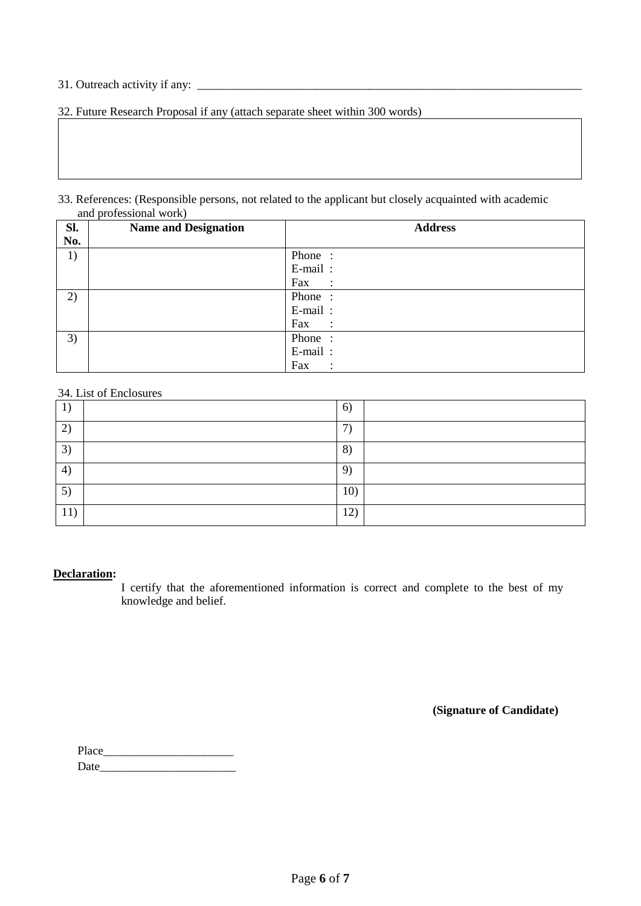31. Outreach activity if any: ___________________________________________________________________

32. Future Research Proposal if any (attach separate sheet within 300 words)

| |
|---|
| |

33. References: (Responsible persons, not related to the applicant but closely acquainted with academic and professional work)

| Sl. No. | Name and Designation | Address |
|---|---|---|
| 1) | | Phone :<br>E-mail :<br>Fax : |
| 2) | | Phone :<br>E-mail :<br>Fax : |
| 3) | | Phone :<br>E-mail :<br>Fax : |

34. List of Enclosures

| | | | |
|---|---|---|---|
| 1) | | 6) | |
| 2) | | 7) | |
| 3) | | 8) | |
| 4) | | 9) | |
| 5) | | 10) | |
| 11) | | 12) | |

**Declaration:**

I certify that the aforementioned information is correct and complete to the best of my knowledge and belief.

**(Signature of Candidate)**

Place______________________

Date________________________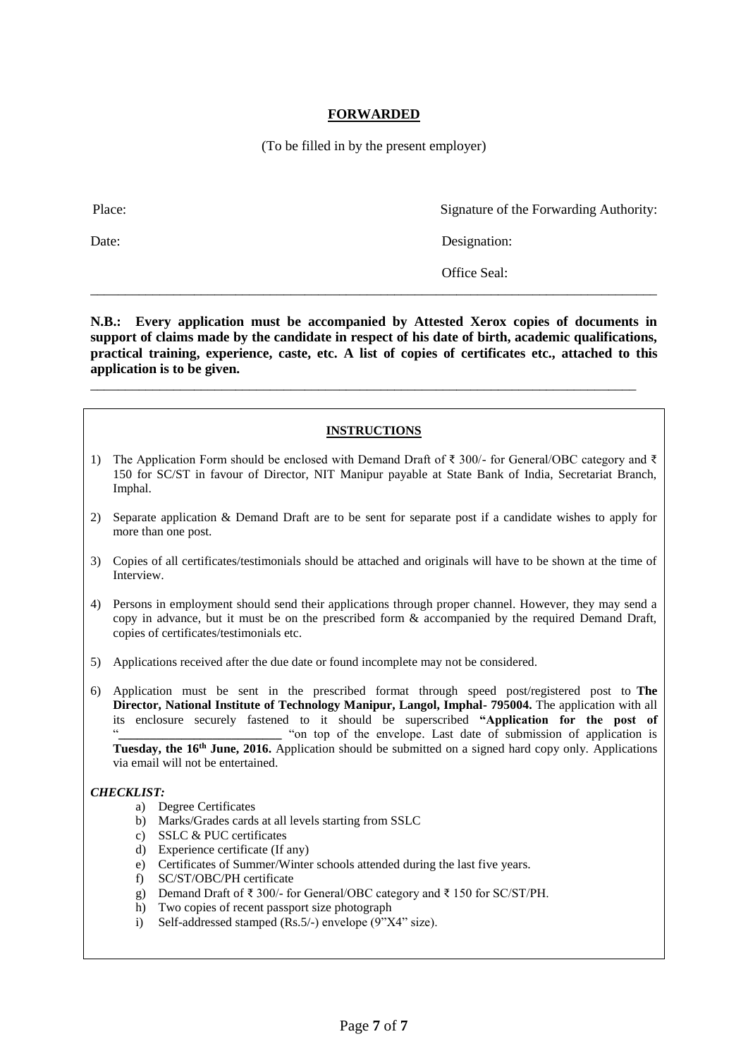## FORWARDED

(To be filled in by the present employer)

Place: Signature of the Forwarding Authority:

Date: Designation:

Office Seal:

---

**N.B.: Every application must be accompanied by Attested Xerox copies of documents in support of claims made by the candidate in respect of his date of birth, academic qualifications, practical training, experience, caste, etc. A list of copies of certificates etc., attached to this application is to be given.**

---

## INSTRUCTIONS

1) The Application Form should be enclosed with Demand Draft of ₹ 300/- for General/OBC category and ₹ 150 for SC/ST in favour of Director, NIT Manipur payable at State Bank of India, Secretariat Branch, Imphal.

2) Separate application & Demand Draft are to be sent for separate post if a candidate wishes to apply for more than one post.

3) Copies of all certificates/testimonials should be attached and originals will have to be shown at the time of Interview.

4) Persons in employment should send their applications through proper channel. However, they may send a copy in advance, but it must be on the prescribed form & accompanied by the required Demand Draft, copies of certificates/testimonials etc.

5) Applications received after the due date or found incomplete may not be considered.

6) Application must be sent in the prescribed format through speed post/registered post to **The Director, National Institute of Technology Manipur, Langol, Imphal- 795004.** The application with all its enclosure securely fastened to it should be superscribed **"Application for the post of "\_\_\_\_\_\_\_\_\_\_\_\_\_\_\_\_\_\_\_\_\_\_\_\_\_\_** "on top of the envelope. Last date of submission of application is **Tuesday, the 16th June, 2016.** Application should be submitted on a signed hard copy only. Applications via email will not be entertained.

***CHECKLIST:***

a) Degree Certificates
b) Marks/Grades cards at all levels starting from SSLC
c) SSLC & PUC certificates
d) Experience certificate (If any)
e) Certificates of Summer/Winter schools attended during the last five years.
f) SC/ST/OBC/PH certificate
g) Demand Draft of ₹ 300/- for General/OBC category and ₹ 150 for SC/ST/PH.
h) Two copies of recent passport size photograph
i) Self-addressed stamped (Rs.5/-) envelope (9"X4" size).